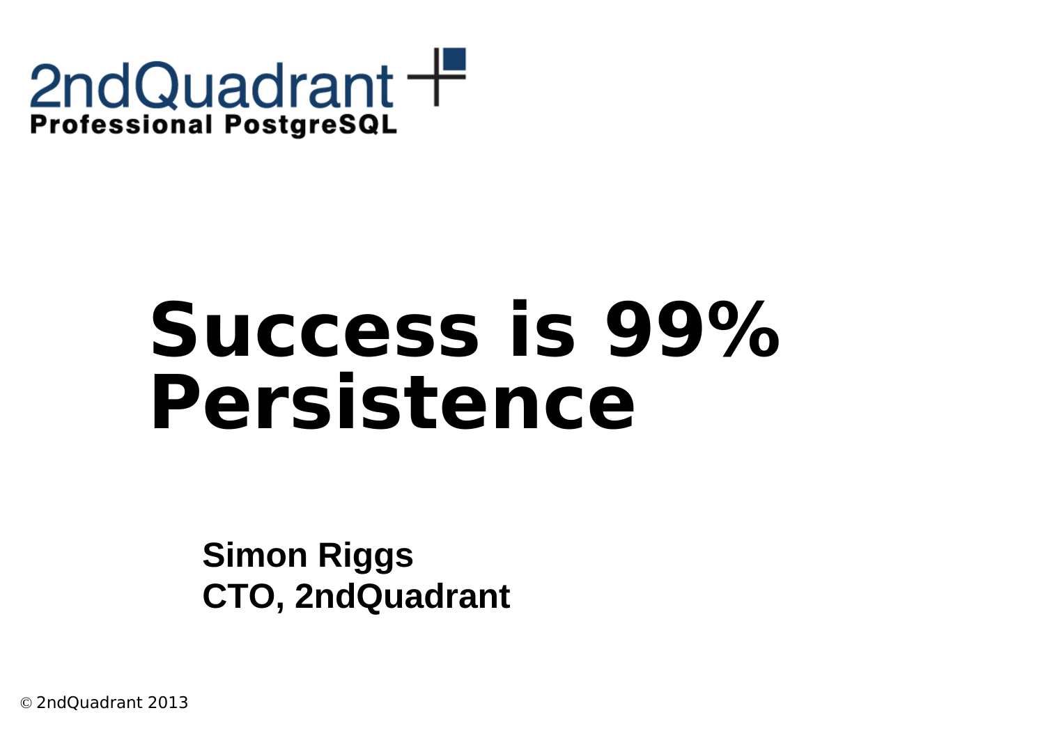2ndQuadrant
**Professional PostgreSQL**

# Success is 99% Persistence

**Simon Riggs**
**CTO, 2ndQuadrant**

© 2ndQuadrant 2013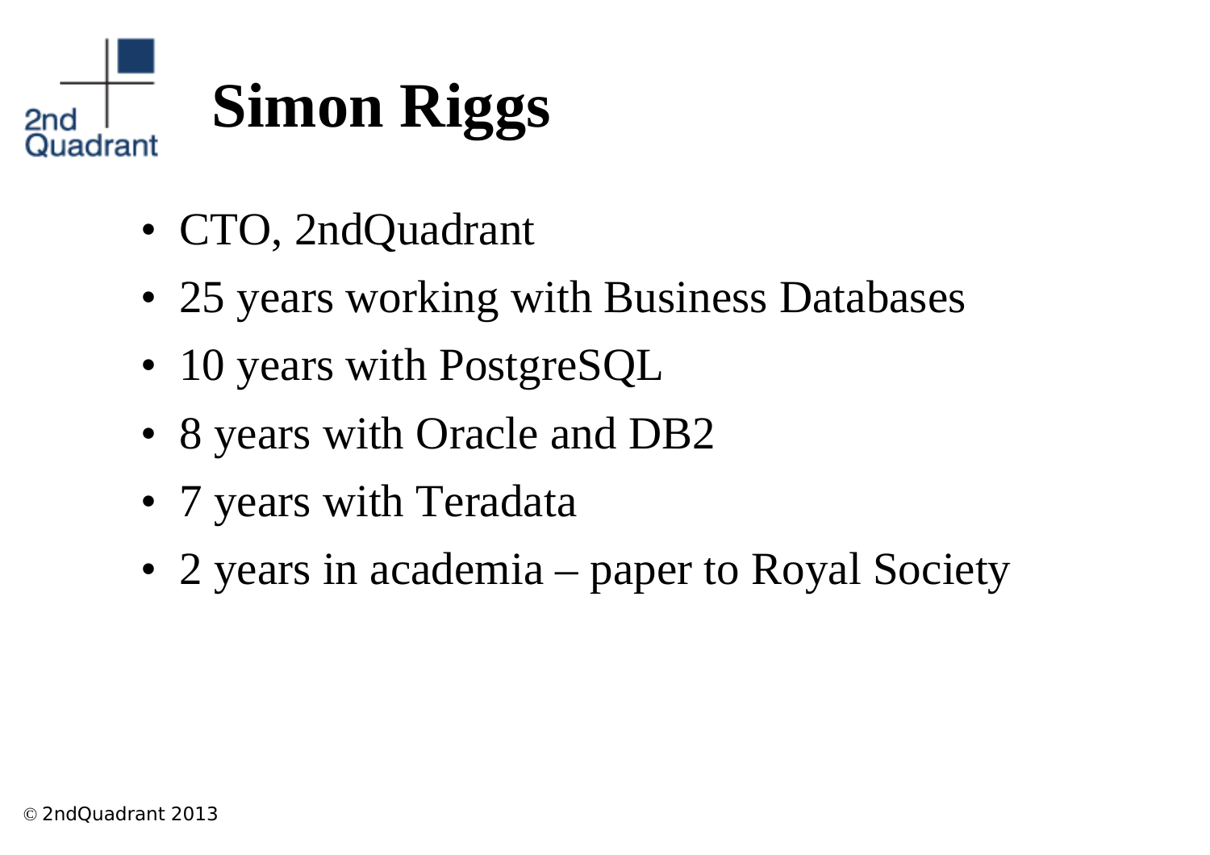# Simon Riggs

- CTO, 2ndQuadrant
- 25 years working with Business Databases
- 10 years with PostgreSQL
- 8 years with Oracle and DB2
- 7 years with Teradata
- 2 years in academia – paper to Royal Society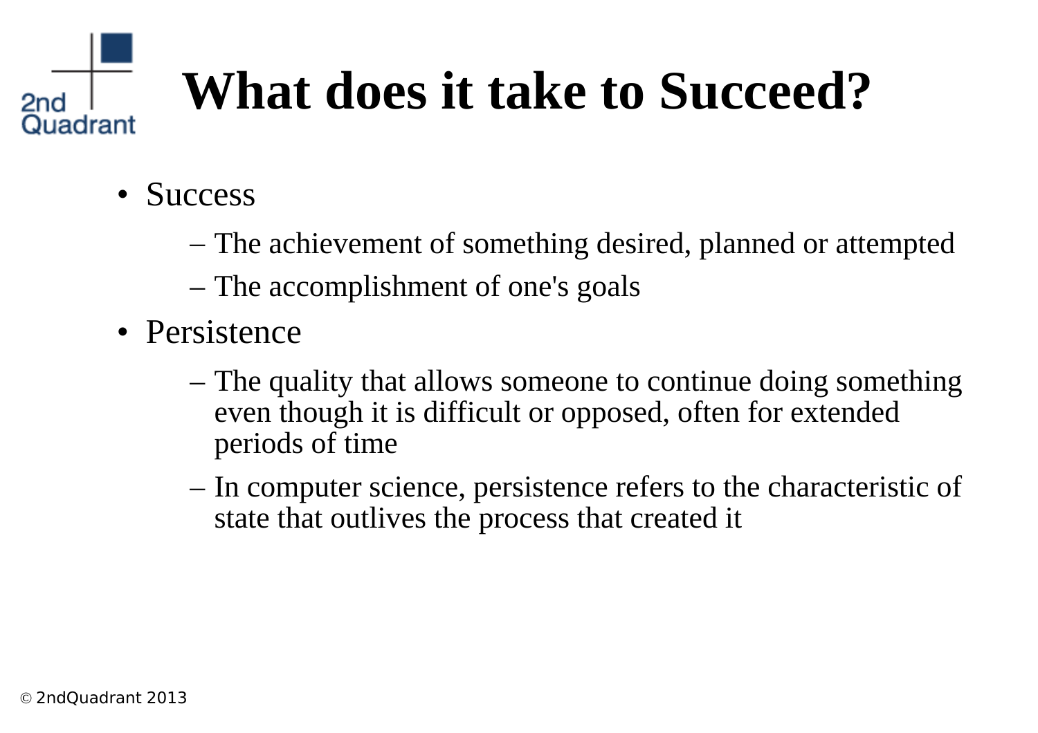# What does it take to Succeed?

- Success
  - The achievement of something desired, planned or attempted
  - The accomplishment of one's goals
- Persistence
  - The quality that allows someone to continue doing something even though it is difficult or opposed, often for extended periods of time
  - In computer science, persistence refers to the characteristic of state that outlives the process that created it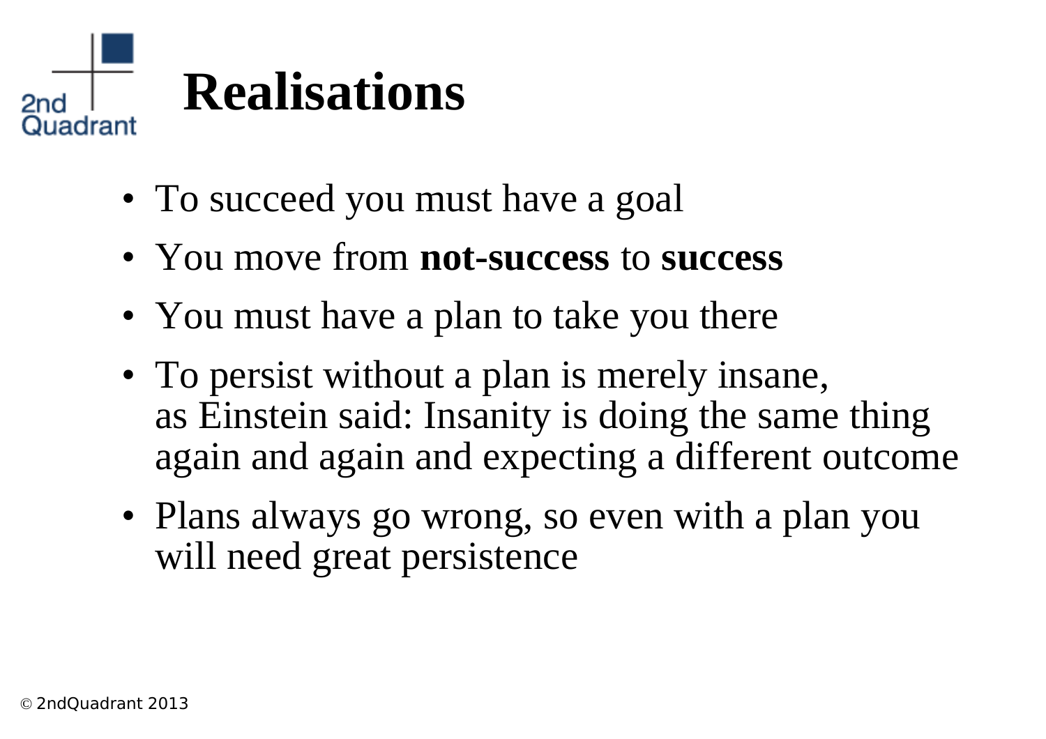# Realisations

- To succeed you must have a goal
- You move from **not-success** to **success**
- You must have a plan to take you there
- To persist without a plan is merely insane, as Einstein said: Insanity is doing the same thing again and again and expecting a different outcome
- Plans always go wrong, so even with a plan you will need great persistence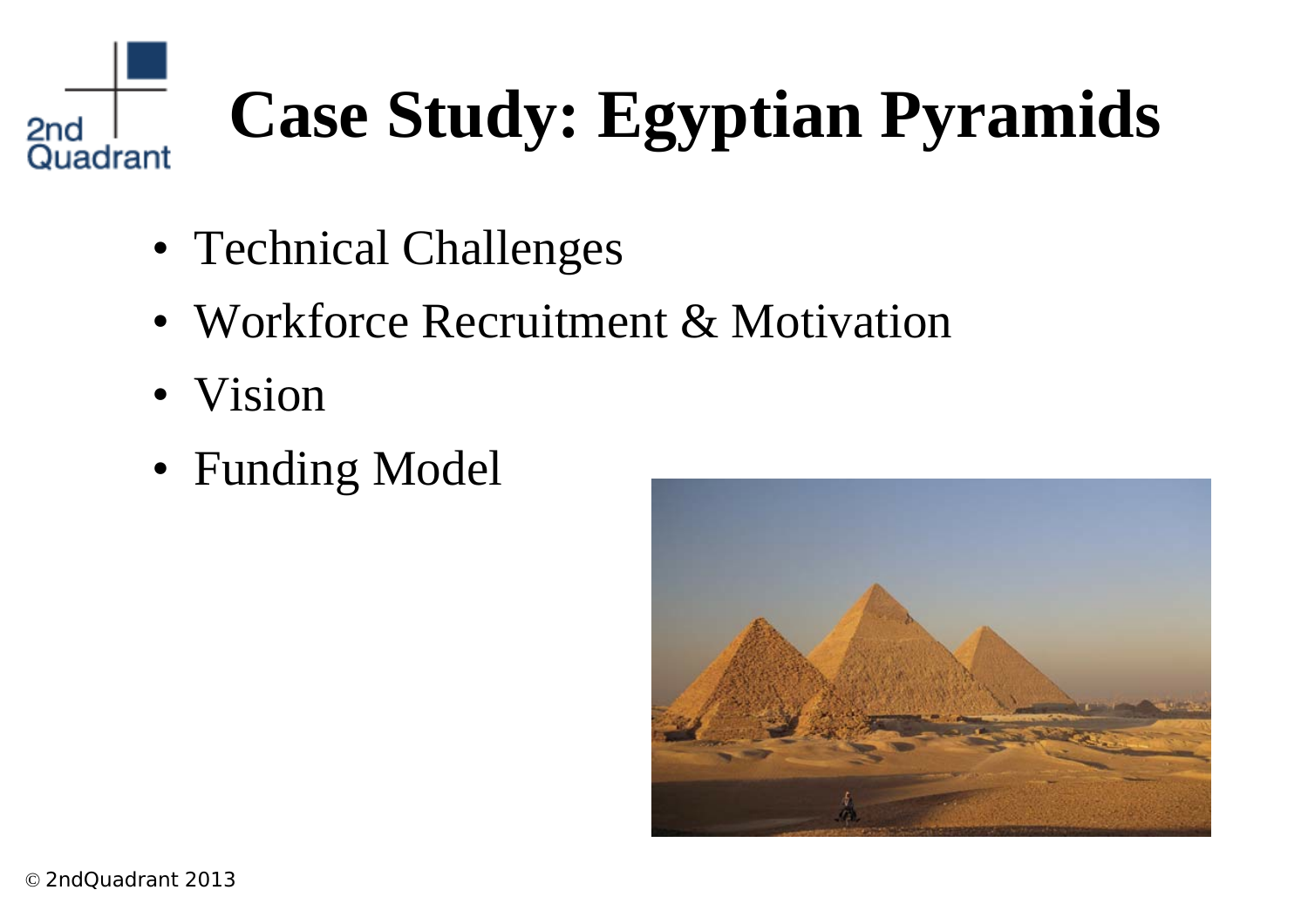# Case Study: Egyptian Pyramids

- Technical Challenges
- Workforce Recruitment & Motivation
- Vision
- Funding Model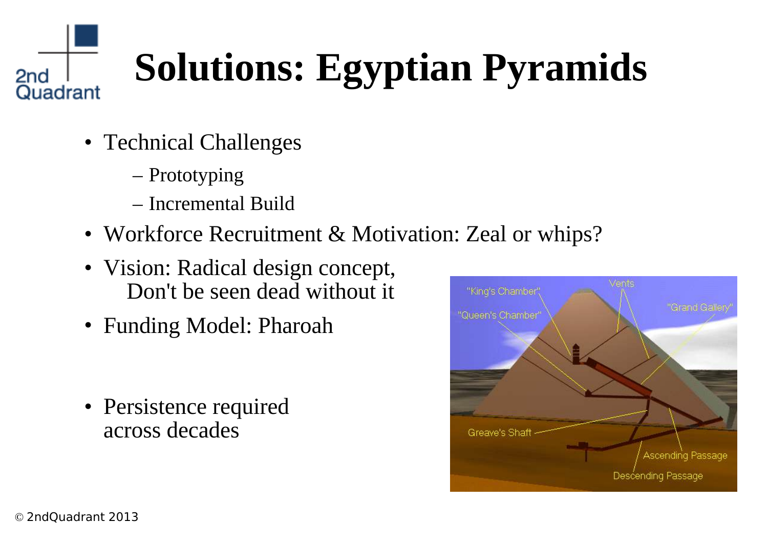# Solutions: Egyptian Pyramids

- Technical Challenges
  - Prototyping
  - Incremental Build
- Workforce Recruitment & Motivation: Zeal or whips?
- Vision: Radical design concept,
  Don't be seen dead without it
- Funding Model: Pharoah
- Persistence required across decades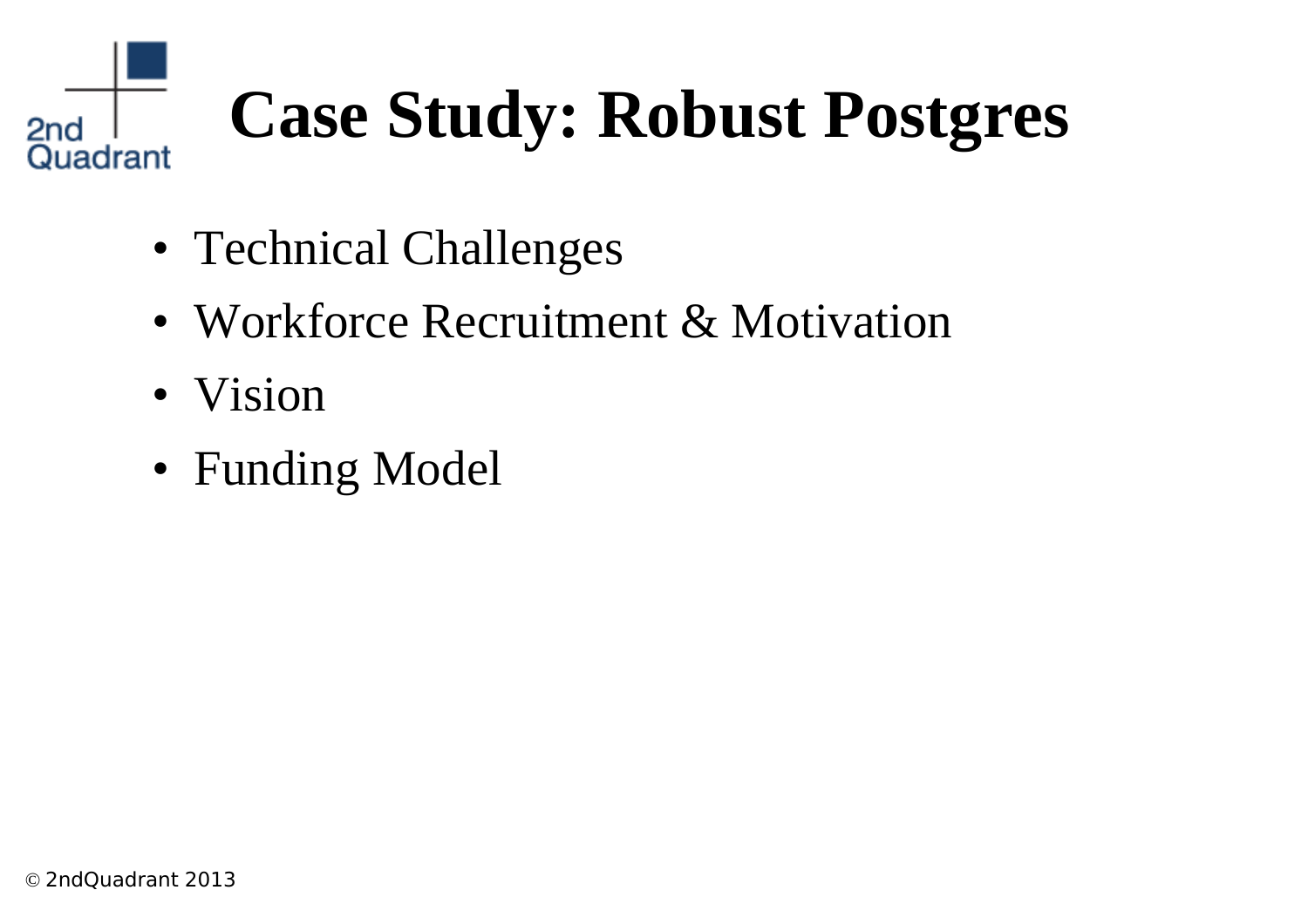# Case Study: Robust Postgres

- Technical Challenges
- Workforce Recruitment & Motivation
- Vision
- Funding Model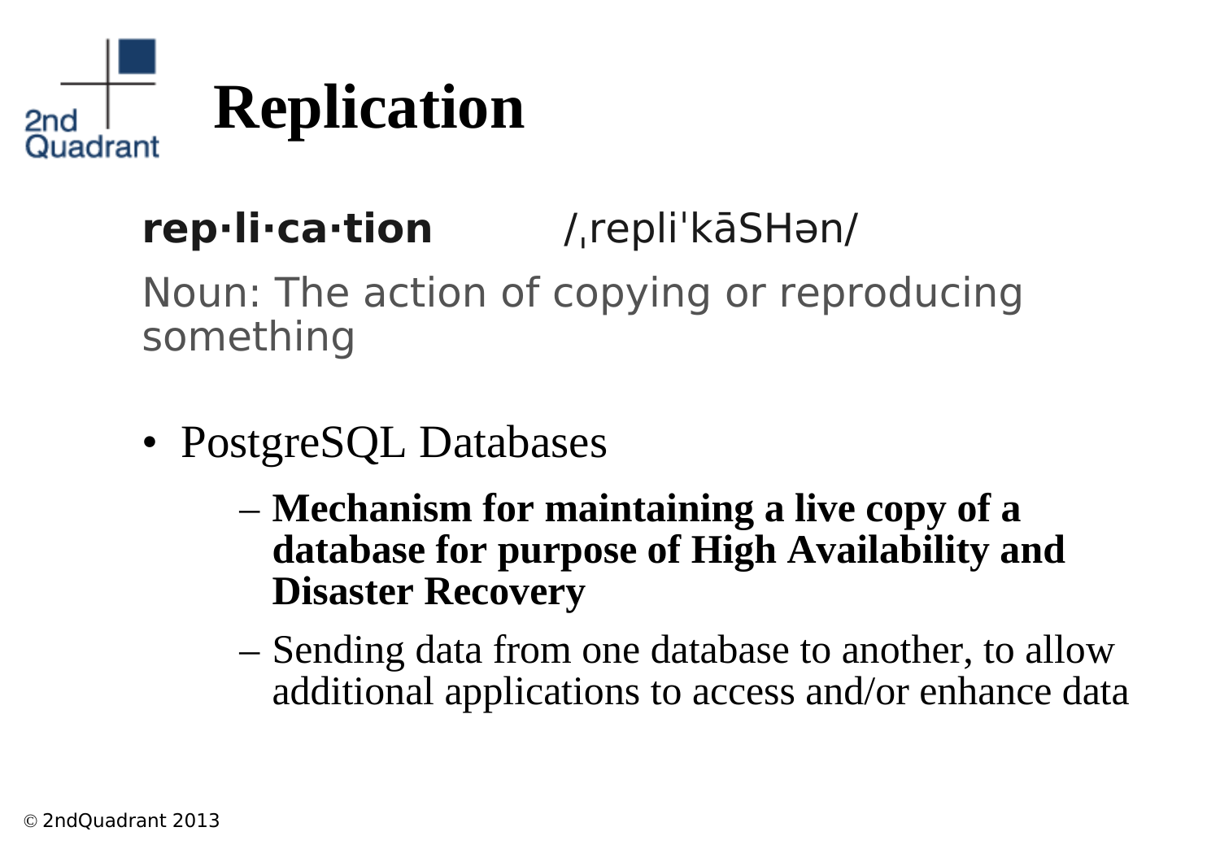# Replication

**rep·li·ca·tion** /ˌrepliˈkāSHən/

Noun: The action of copying or reproducing something

- PostgreSQL Databases
  - **Mechanism for maintaining a live copy of a database for purpose of High Availability and Disaster Recovery**
  - Sending data from one database to another, to allow additional applications to access and/or enhance data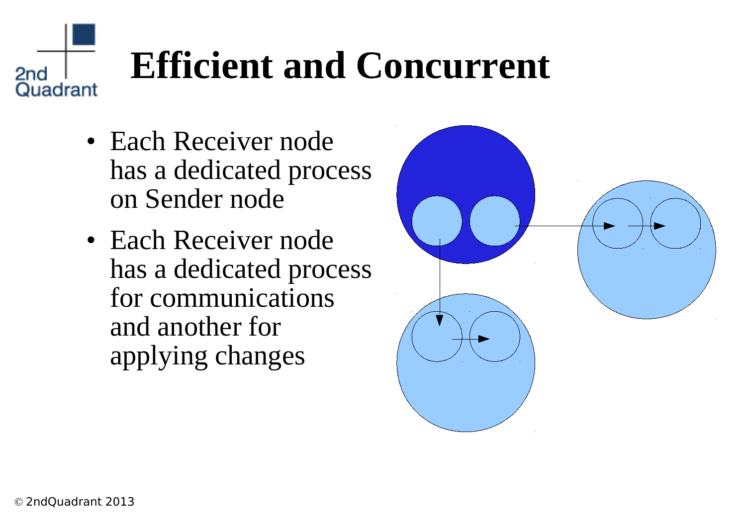# Efficient and Concurrent

- Each Receiver node has a dedicated process on Sender node
- Each Receiver node has a dedicated process for communications and another for applying changes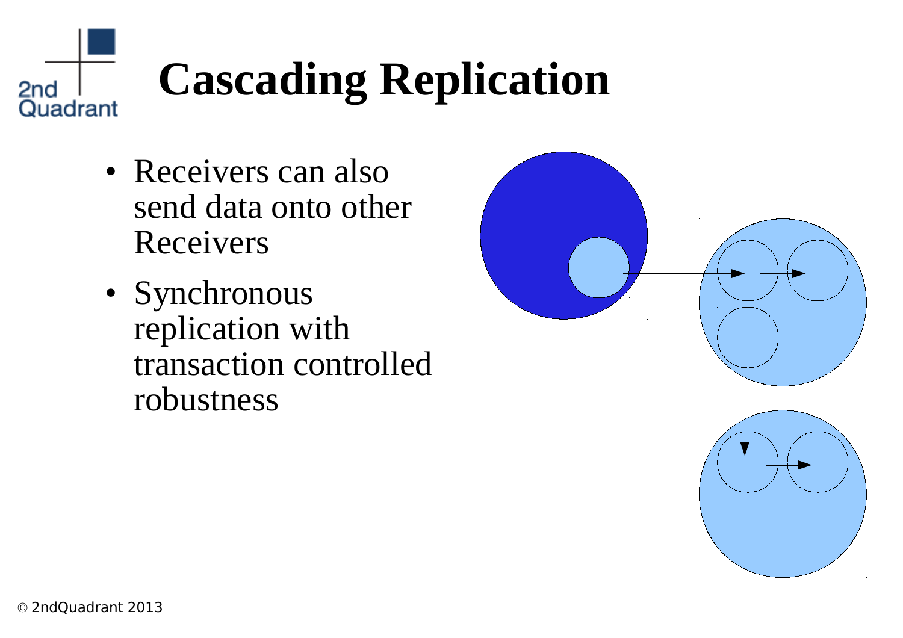# Cascading Replication

- Receivers can also send data onto other Receivers
- Synchronous replication with transaction controlled robustness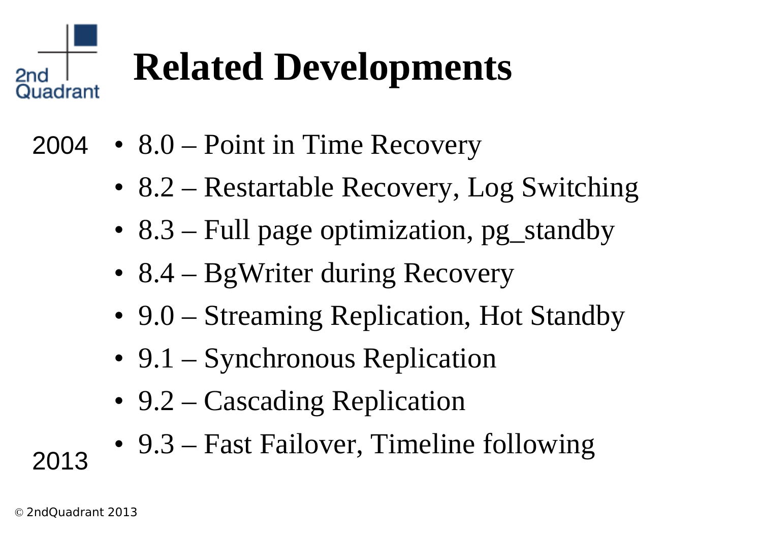# Related Developments

2004

- 8.0 – Point in Time Recovery
- 8.2 – Restartable Recovery, Log Switching
- 8.3 – Full page optimization, pg_standby
- 8.4 – BgWriter during Recovery
- 9.0 – Streaming Replication, Hot Standby
- 9.1 – Synchronous Replication
- 9.2 – Cascading Replication
- 9.3 – Fast Failover, Timeline following

2013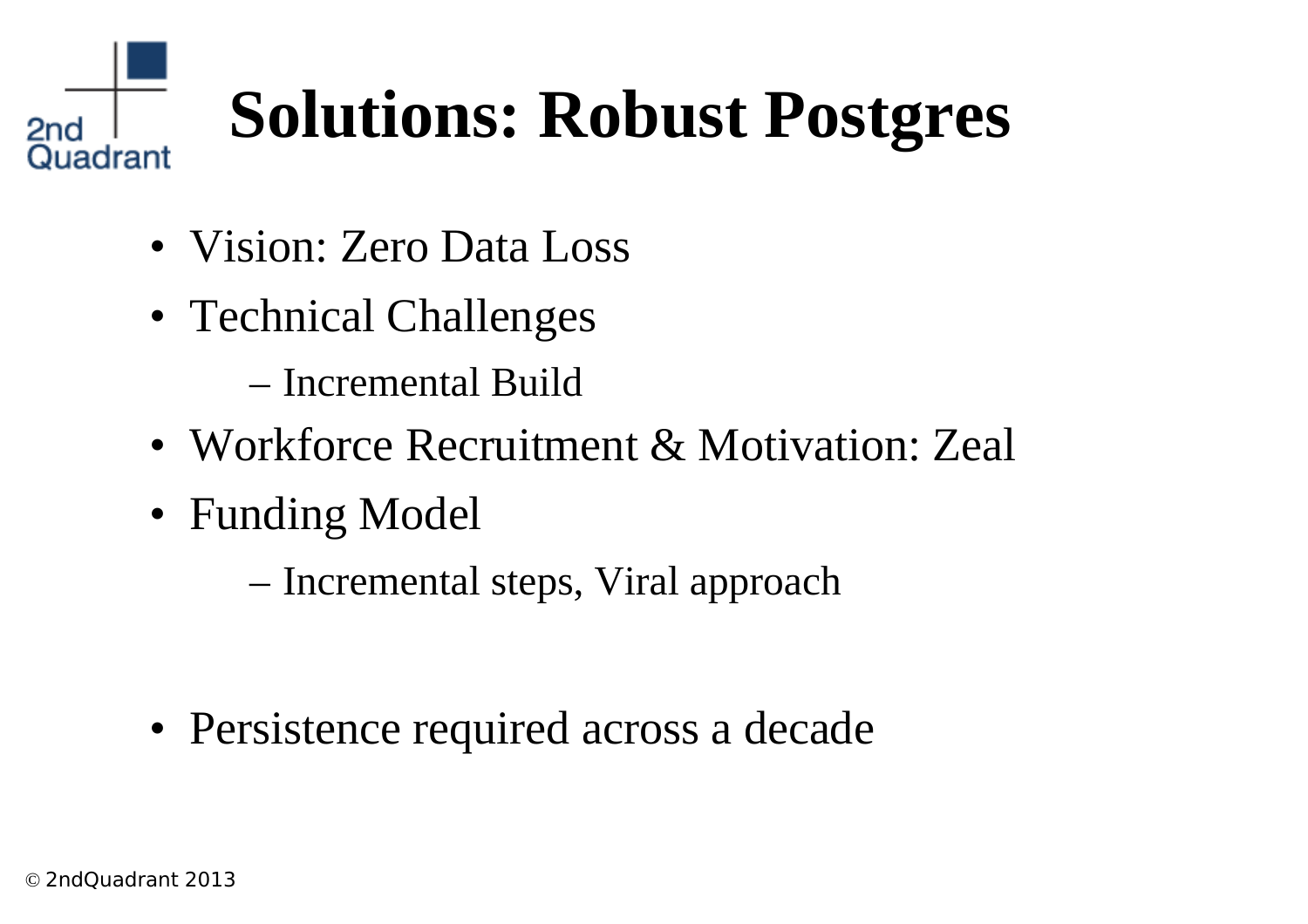# Solutions: Robust Postgres

- Vision: Zero Data Loss
- Technical Challenges
  - Incremental Build
- Workforce Recruitment & Motivation: Zeal
- Funding Model
  - Incremental steps, Viral approach

- Persistence required across a decade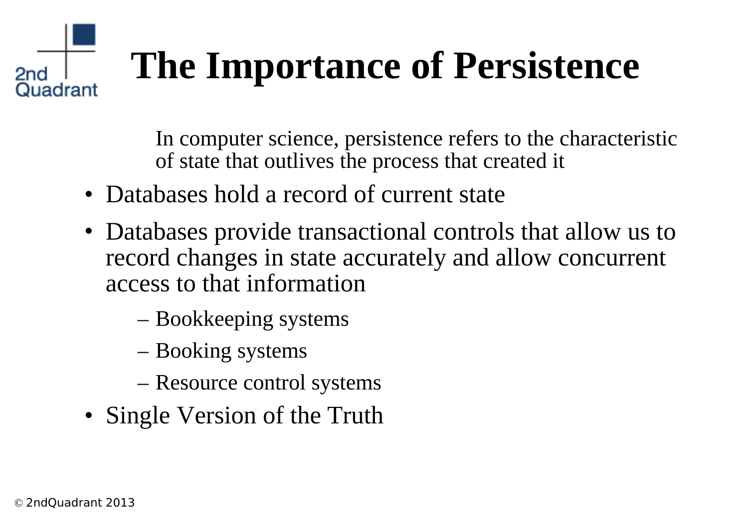# The Importance of Persistence

> In computer science, persistence refers to the characteristic of state that outlives the process that created it

- Databases hold a record of current state
- Databases provide transactional controls that allow us to record changes in state accurately and allow concurrent access to that information
  - Bookkeeping systems
  - Booking systems
  - Resource control systems
- Single Version of the Truth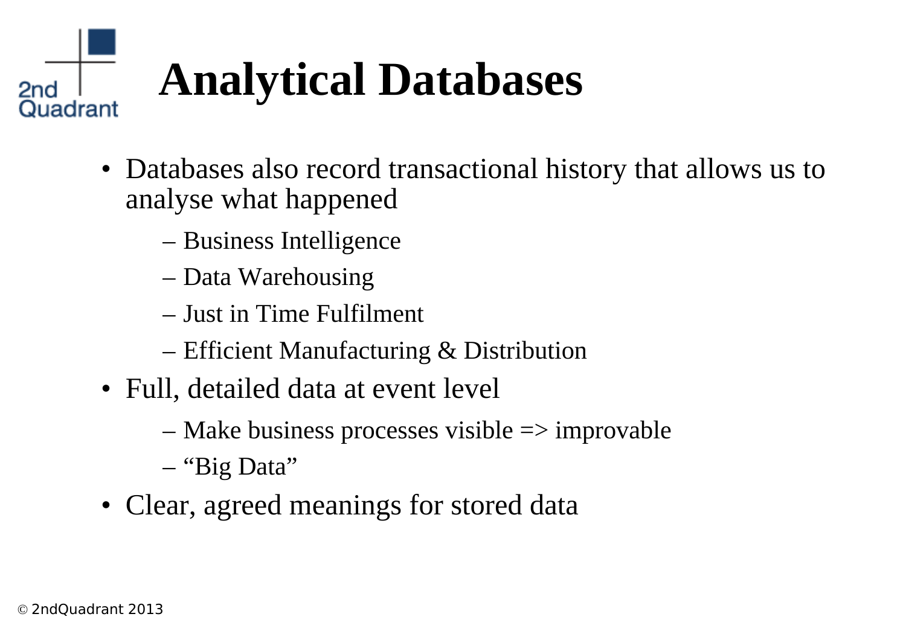# Analytical Databases

- Databases also record transactional history that allows us to analyse what happened
  - Business Intelligence
  - Data Warehousing
  - Just in Time Fulfilment
  - Efficient Manufacturing & Distribution
- Full, detailed data at event level
  - Make business processes visible => improvable
  - “Big Data”
- Clear, agreed meanings for stored data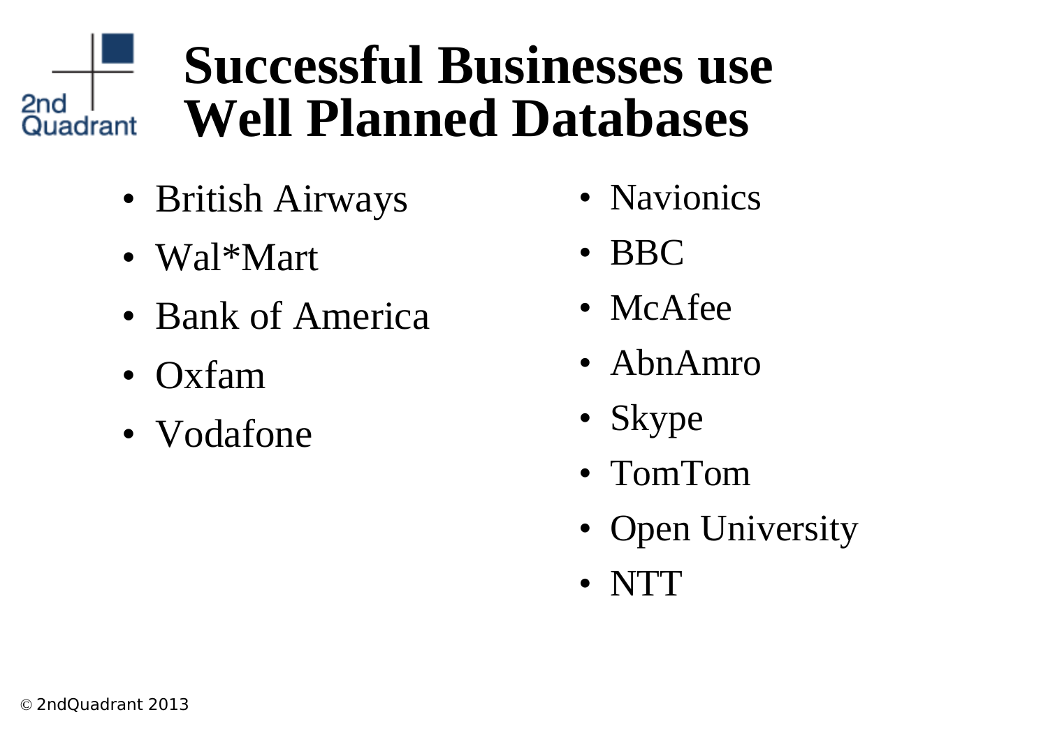# Successful Businesses use Well Planned Databases

- British Airways
- Wal*Mart
- Bank of America
- Oxfam
- Vodafone
- Navionics
- BBC
- McAfee
- AbnAmro
- Skype
- TomTom
- Open University
- NTT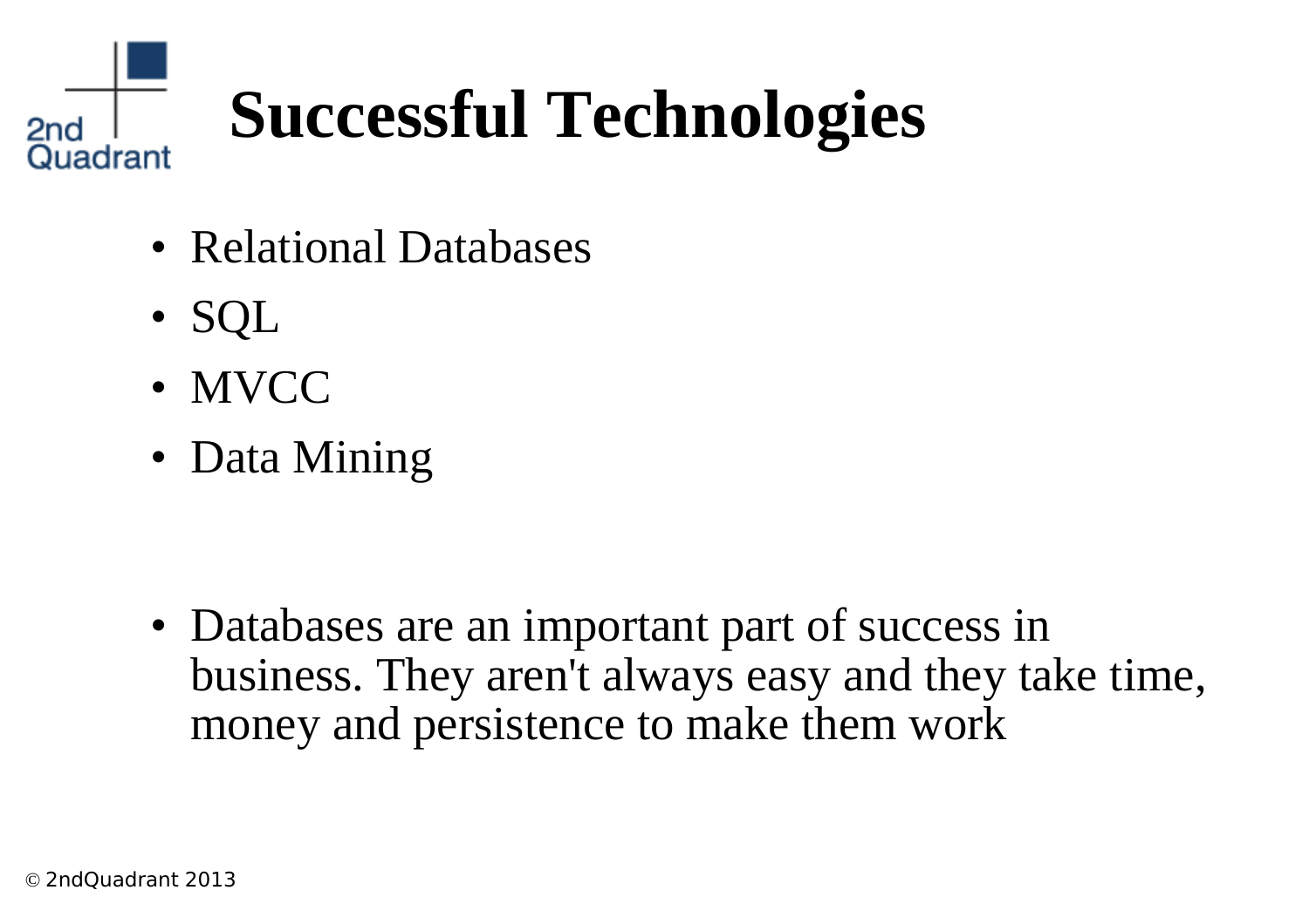# Successful Technologies

- Relational Databases
- SQL
- MVCC
- Data Mining

- Databases are an important part of success in business. They aren't always easy and they take time, money and persistence to make them work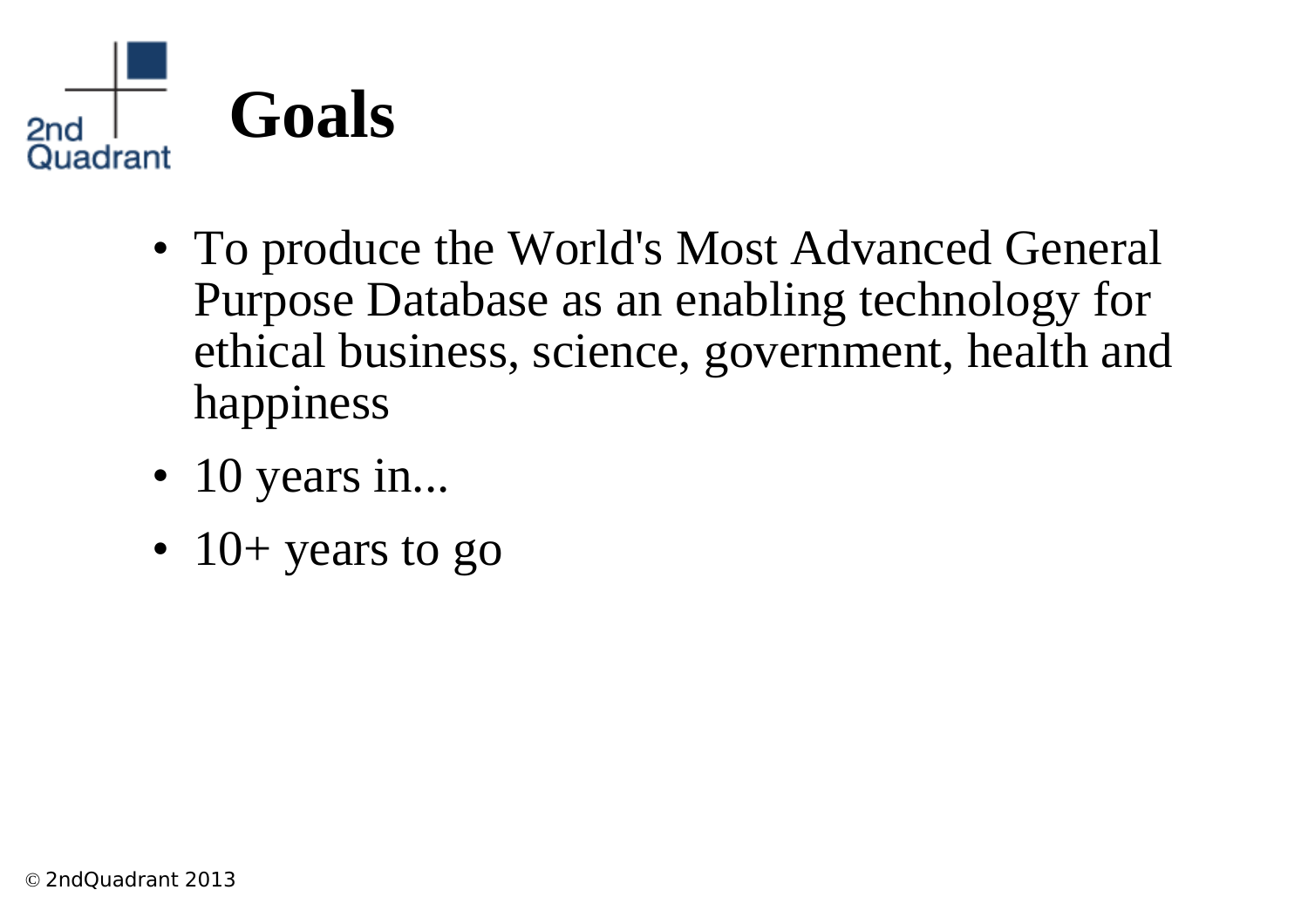# Goals

- To produce the World's Most Advanced General Purpose Database as an enabling technology for ethical business, science, government, health and happiness
- 10 years in...
- 10+ years to go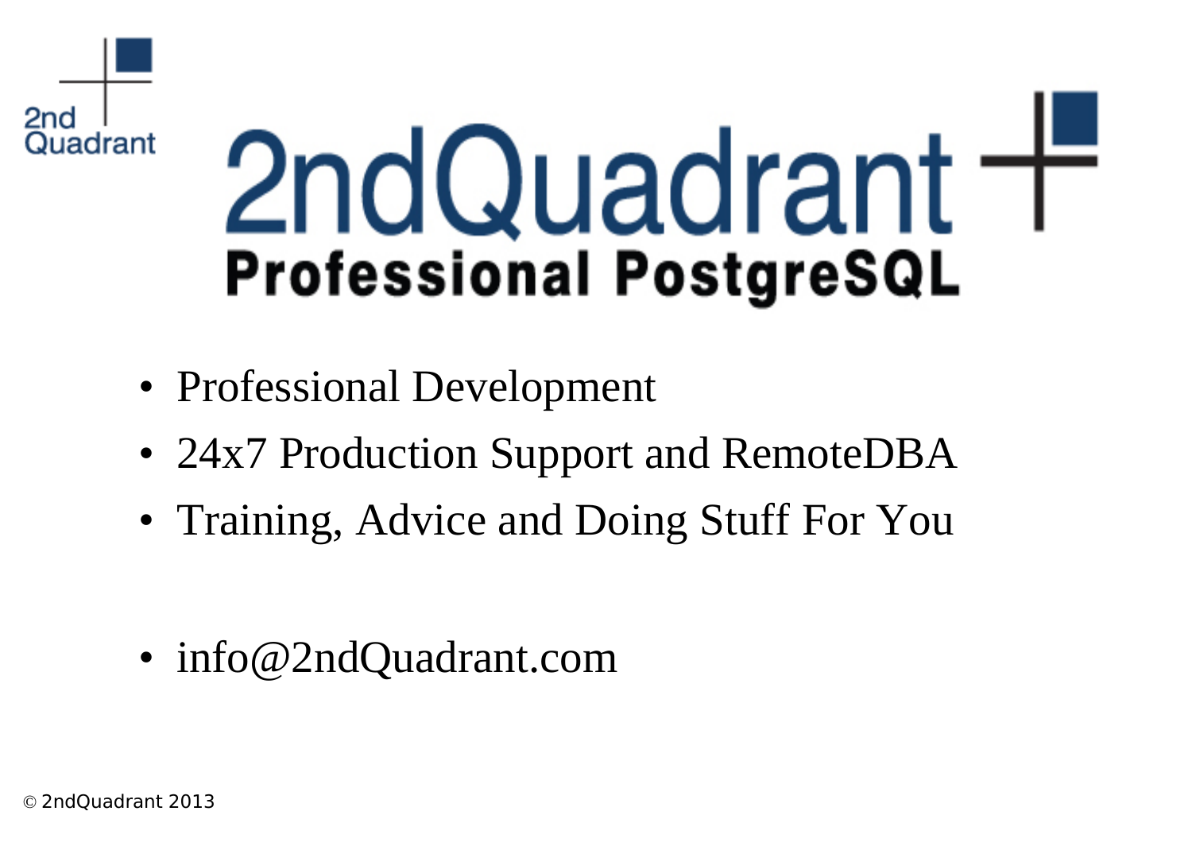# 2ndQuadrant

**Professional PostgreSQL**

- Professional Development
- 24x7 Production Support and RemoteDBA
- Training, Advice and Doing Stuff For You

- info@2ndQuadrant.com